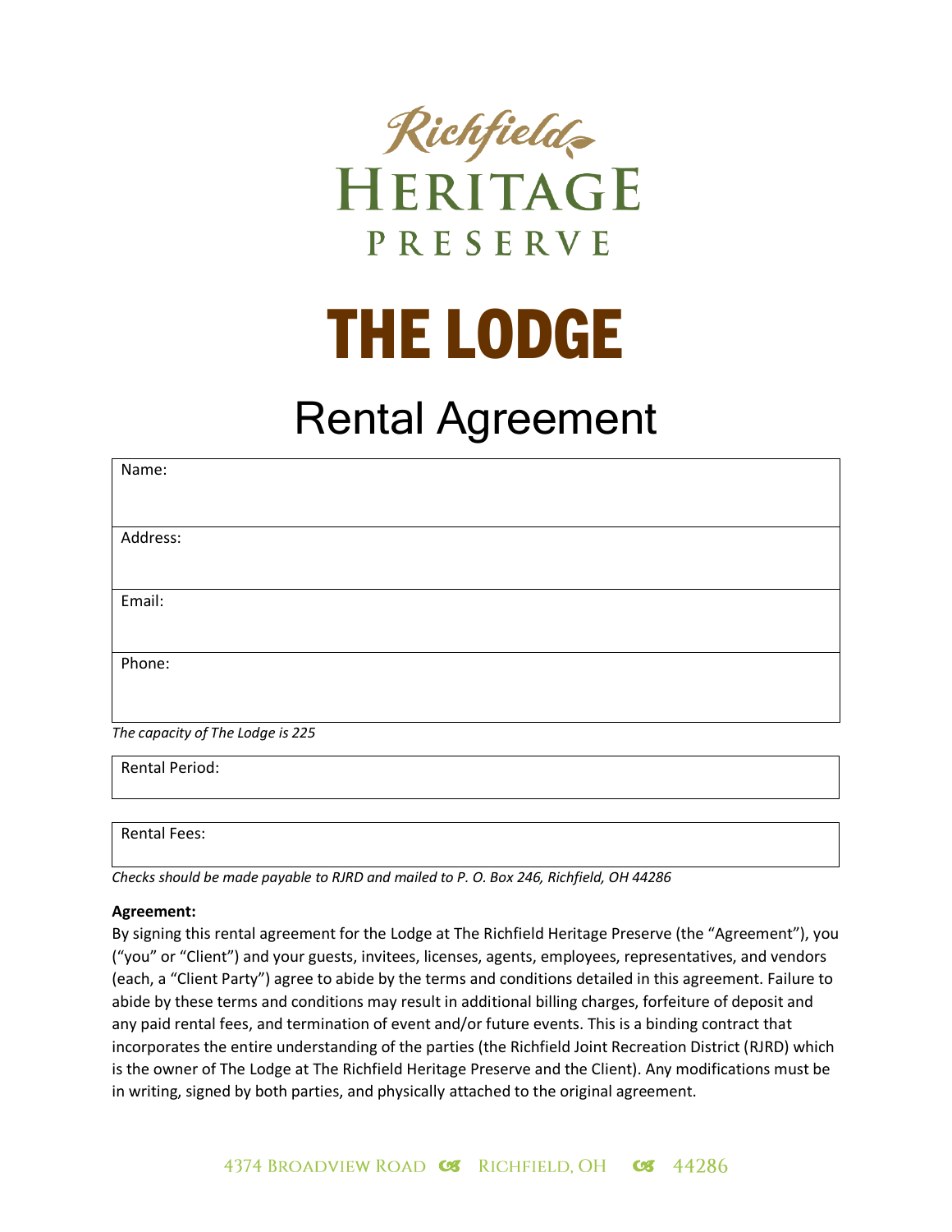Richfield
HERITAGE
PRESERVE

# THE LODGE

## Rental Agreement

| Name: |
|---|
| Address: |
| Email: |
| Phone: |

*The capacity of The Lodge is 225*

| Rental Period: |
|---|

| Rental Fees: |
|---|

*Checks should be made payable to RJRD and mailed to P. O. Box 246, Richfield, OH 44286*

**Agreement:**

By signing this rental agreement for the Lodge at The Richfield Heritage Preserve (the "Agreement"), you ("you" or "Client") and your guests, invitees, licenses, agents, employees, representatives, and vendors (each, a "Client Party") agree to abide by the terms and conditions detailed in this agreement. Failure to abide by these terms and conditions may result in additional billing charges, forfeiture of deposit and any paid rental fees, and termination of event and/or future events. This is a binding contract that incorporates the entire understanding of the parties (the Richfield Joint Recreation District (RJRD) which is the owner of The Lodge at The Richfield Heritage Preserve and the Client). Any modifications must be in writing, signed by both parties, and physically attached to the original agreement.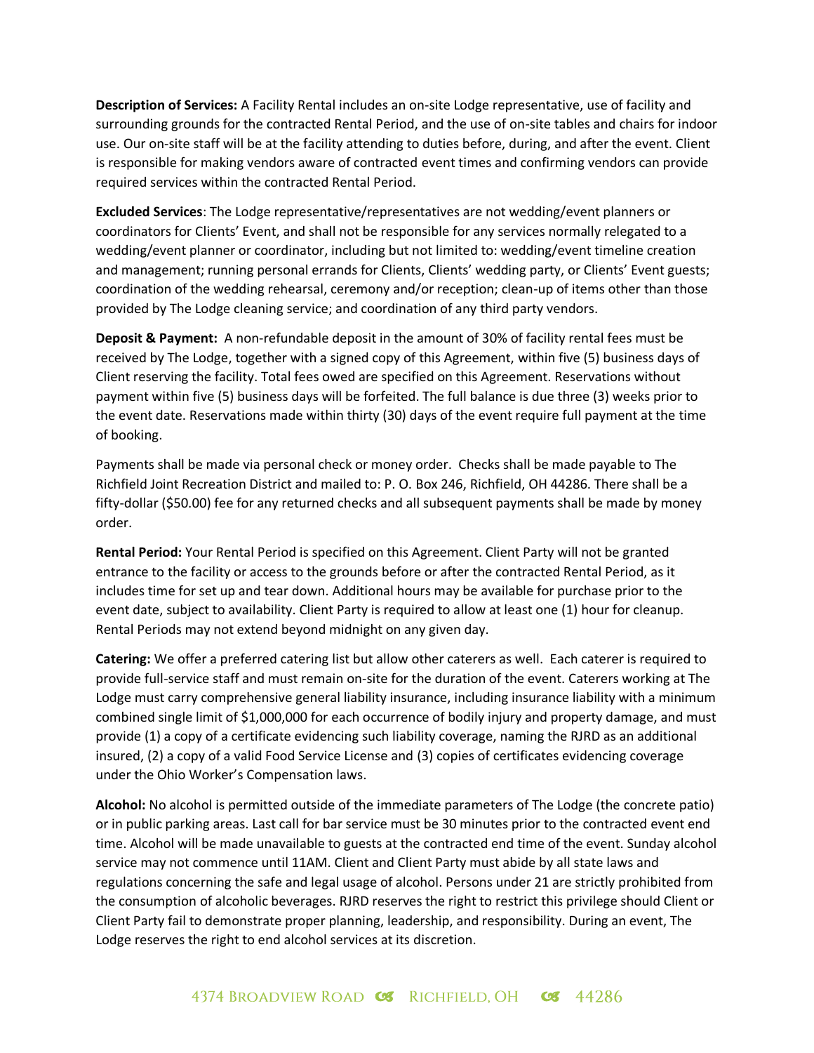**Description of Services:** A Facility Rental includes an on-site Lodge representative, use of facility and surrounding grounds for the contracted Rental Period, and the use of on-site tables and chairs for indoor use. Our on-site staff will be at the facility attending to duties before, during, and after the event. Client is responsible for making vendors aware of contracted event times and confirming vendors can provide required services within the contracted Rental Period.

**Excluded Services**: The Lodge representative/representatives are not wedding/event planners or coordinators for Clients' Event, and shall not be responsible for any services normally relegated to a wedding/event planner or coordinator, including but not limited to: wedding/event timeline creation and management; running personal errands for Clients, Clients' wedding party, or Clients' Event guests; coordination of the wedding rehearsal, ceremony and/or reception; clean-up of items other than those provided by The Lodge cleaning service; and coordination of any third party vendors.

**Deposit & Payment:** A non-refundable deposit in the amount of 30% of facility rental fees must be received by The Lodge, together with a signed copy of this Agreement, within five (5) business days of Client reserving the facility. Total fees owed are specified on this Agreement. Reservations without payment within five (5) business days will be forfeited. The full balance is due three (3) weeks prior to the event date. Reservations made within thirty (30) days of the event require full payment at the time of booking.

Payments shall be made via personal check or money order. Checks shall be made payable to The Richfield Joint Recreation District and mailed to: P. O. Box 246, Richfield, OH 44286. There shall be a fifty-dollar ($50.00) fee for any returned checks and all subsequent payments shall be made by money order.

**Rental Period:** Your Rental Period is specified on this Agreement. Client Party will not be granted entrance to the facility or access to the grounds before or after the contracted Rental Period, as it includes time for set up and tear down. Additional hours may be available for purchase prior to the event date, subject to availability. Client Party is required to allow at least one (1) hour for cleanup. Rental Periods may not extend beyond midnight on any given day.

**Catering:** We offer a preferred catering list but allow other caterers as well. Each caterer is required to provide full-service staff and must remain on-site for the duration of the event. Caterers working at The Lodge must carry comprehensive general liability insurance, including insurance liability with a minimum combined single limit of $1,000,000 for each occurrence of bodily injury and property damage, and must provide (1) a copy of a certificate evidencing such liability coverage, naming the RJRD as an additional insured, (2) a copy of a valid Food Service License and (3) copies of certificates evidencing coverage under the Ohio Worker's Compensation laws.

**Alcohol:** No alcohol is permitted outside of the immediate parameters of The Lodge (the concrete patio) or in public parking areas. Last call for bar service must be 30 minutes prior to the contracted event end time. Alcohol will be made unavailable to guests at the contracted end time of the event. Sunday alcohol service may not commence until 11AM. Client and Client Party must abide by all state laws and regulations concerning the safe and legal usage of alcohol. Persons under 21 are strictly prohibited from the consumption of alcoholic beverages. RJRD reserves the right to restrict this privilege should Client or Client Party fail to demonstrate proper planning, leadership, and responsibility. During an event, The Lodge reserves the right to end alcohol services at its discretion.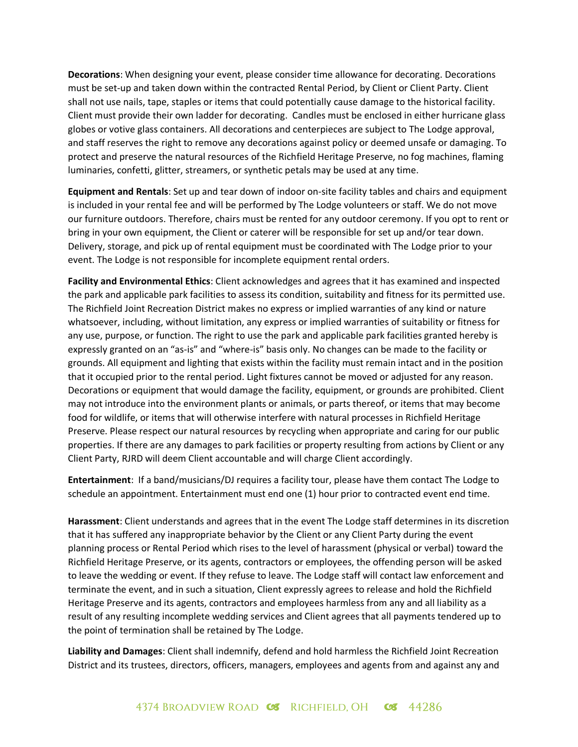**Decorations**: When designing your event, please consider time allowance for decorating. Decorations must be set-up and taken down within the contracted Rental Period, by Client or Client Party. Client shall not use nails, tape, staples or items that could potentially cause damage to the historical facility. Client must provide their own ladder for decorating. Candles must be enclosed in either hurricane glass globes or votive glass containers. All decorations and centerpieces are subject to The Lodge approval, and staff reserves the right to remove any decorations against policy or deemed unsafe or damaging. To protect and preserve the natural resources of the Richfield Heritage Preserve, no fog machines, flaming luminaries, confetti, glitter, streamers, or synthetic petals may be used at any time.

**Equipment and Rentals**: Set up and tear down of indoor on-site facility tables and chairs and equipment is included in your rental fee and will be performed by The Lodge volunteers or staff. We do not move our furniture outdoors. Therefore, chairs must be rented for any outdoor ceremony. If you opt to rent or bring in your own equipment, the Client or caterer will be responsible for set up and/or tear down. Delivery, storage, and pick up of rental equipment must be coordinated with The Lodge prior to your event. The Lodge is not responsible for incomplete equipment rental orders.

**Facility and Environmental Ethics**: Client acknowledges and agrees that it has examined and inspected the park and applicable park facilities to assess its condition, suitability and fitness for its permitted use. The Richfield Joint Recreation District makes no express or implied warranties of any kind or nature whatsoever, including, without limitation, any express or implied warranties of suitability or fitness for any use, purpose, or function. The right to use the park and applicable park facilities granted hereby is expressly granted on an "as-is" and "where-is" basis only. No changes can be made to the facility or grounds. All equipment and lighting that exists within the facility must remain intact and in the position that it occupied prior to the rental period. Light fixtures cannot be moved or adjusted for any reason. Decorations or equipment that would damage the facility, equipment, or grounds are prohibited. Client may not introduce into the environment plants or animals, or parts thereof, or items that may become food for wildlife, or items that will otherwise interfere with natural processes in Richfield Heritage Preserve. Please respect our natural resources by recycling when appropriate and caring for our public properties. If there are any damages to park facilities or property resulting from actions by Client or any Client Party, RJRD will deem Client accountable and will charge Client accordingly.

**Entertainment**: If a band/musicians/DJ requires a facility tour, please have them contact The Lodge to schedule an appointment. Entertainment must end one (1) hour prior to contracted event end time.

**Harassment**: Client understands and agrees that in the event The Lodge staff determines in its discretion that it has suffered any inappropriate behavior by the Client or any Client Party during the event planning process or Rental Period which rises to the level of harassment (physical or verbal) toward the Richfield Heritage Preserve, or its agents, contractors or employees, the offending person will be asked to leave the wedding or event. If they refuse to leave. The Lodge staff will contact law enforcement and terminate the event, and in such a situation, Client expressly agrees to release and hold the Richfield Heritage Preserve and its agents, contractors and employees harmless from any and all liability as a result of any resulting incomplete wedding services and Client agrees that all payments tendered up to the point of termination shall be retained by The Lodge.

**Liability and Damages**: Client shall indemnify, defend and hold harmless the Richfield Joint Recreation District and its trustees, directors, officers, managers, employees and agents from and against any and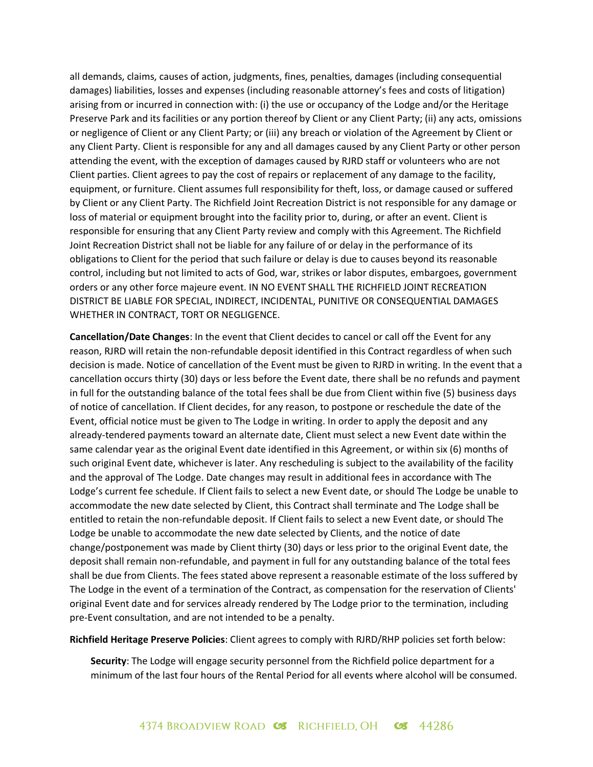all demands, claims, causes of action, judgments, fines, penalties, damages (including consequential damages) liabilities, losses and expenses (including reasonable attorney's fees and costs of litigation) arising from or incurred in connection with: (i) the use or occupancy of the Lodge and/or the Heritage Preserve Park and its facilities or any portion thereof by Client or any Client Party; (ii) any acts, omissions or negligence of Client or any Client Party; or (iii) any breach or violation of the Agreement by Client or any Client Party. Client is responsible for any and all damages caused by any Client Party or other person attending the event, with the exception of damages caused by RJRD staff or volunteers who are not Client parties. Client agrees to pay the cost of repairs or replacement of any damage to the facility, equipment, or furniture. Client assumes full responsibility for theft, loss, or damage caused or suffered by Client or any Client Party. The Richfield Joint Recreation District is not responsible for any damage or loss of material or equipment brought into the facility prior to, during, or after an event. Client is responsible for ensuring that any Client Party review and comply with this Agreement. The Richfield Joint Recreation District shall not be liable for any failure of or delay in the performance of its obligations to Client for the period that such failure or delay is due to causes beyond its reasonable control, including but not limited to acts of God, war, strikes or labor disputes, embargoes, government orders or any other force majeure event. IN NO EVENT SHALL THE RICHFIELD JOINT RECREATION DISTRICT BE LIABLE FOR SPECIAL, INDIRECT, INCIDENTAL, PUNITIVE OR CONSEQUENTIAL DAMAGES WHETHER IN CONTRACT, TORT OR NEGLIGENCE.

**Cancellation/Date Changes**: In the event that Client decides to cancel or call off the Event for any reason, RJRD will retain the non-refundable deposit identified in this Contract regardless of when such decision is made. Notice of cancellation of the Event must be given to RJRD in writing. In the event that a cancellation occurs thirty (30) days or less before the Event date, there shall be no refunds and payment in full for the outstanding balance of the total fees shall be due from Client within five (5) business days of notice of cancellation. If Client decides, for any reason, to postpone or reschedule the date of the Event, official notice must be given to The Lodge in writing. In order to apply the deposit and any already-tendered payments toward an alternate date, Client must select a new Event date within the same calendar year as the original Event date identified in this Agreement, or within six (6) months of such original Event date, whichever is later. Any rescheduling is subject to the availability of the facility and the approval of The Lodge. Date changes may result in additional fees in accordance with The Lodge's current fee schedule. If Client fails to select a new Event date, or should The Lodge be unable to accommodate the new date selected by Client, this Contract shall terminate and The Lodge shall be entitled to retain the non-refundable deposit. If Client fails to select a new Event date, or should The Lodge be unable to accommodate the new date selected by Clients, and the notice of date change/postponement was made by Client thirty (30) days or less prior to the original Event date, the deposit shall remain non-refundable, and payment in full for any outstanding balance of the total fees shall be due from Clients. The fees stated above represent a reasonable estimate of the loss suffered by The Lodge in the event of a termination of the Contract, as compensation for the reservation of Clients' original Event date and for services already rendered by The Lodge prior to the termination, including pre-Event consultation, and are not intended to be a penalty.

**Richfield Heritage Preserve Policies**: Client agrees to comply with RJRD/RHP policies set forth below:

> **Security**: The Lodge will engage security personnel from the Richfield police department for a minimum of the last four hours of the Rental Period for all events where alcohol will be consumed.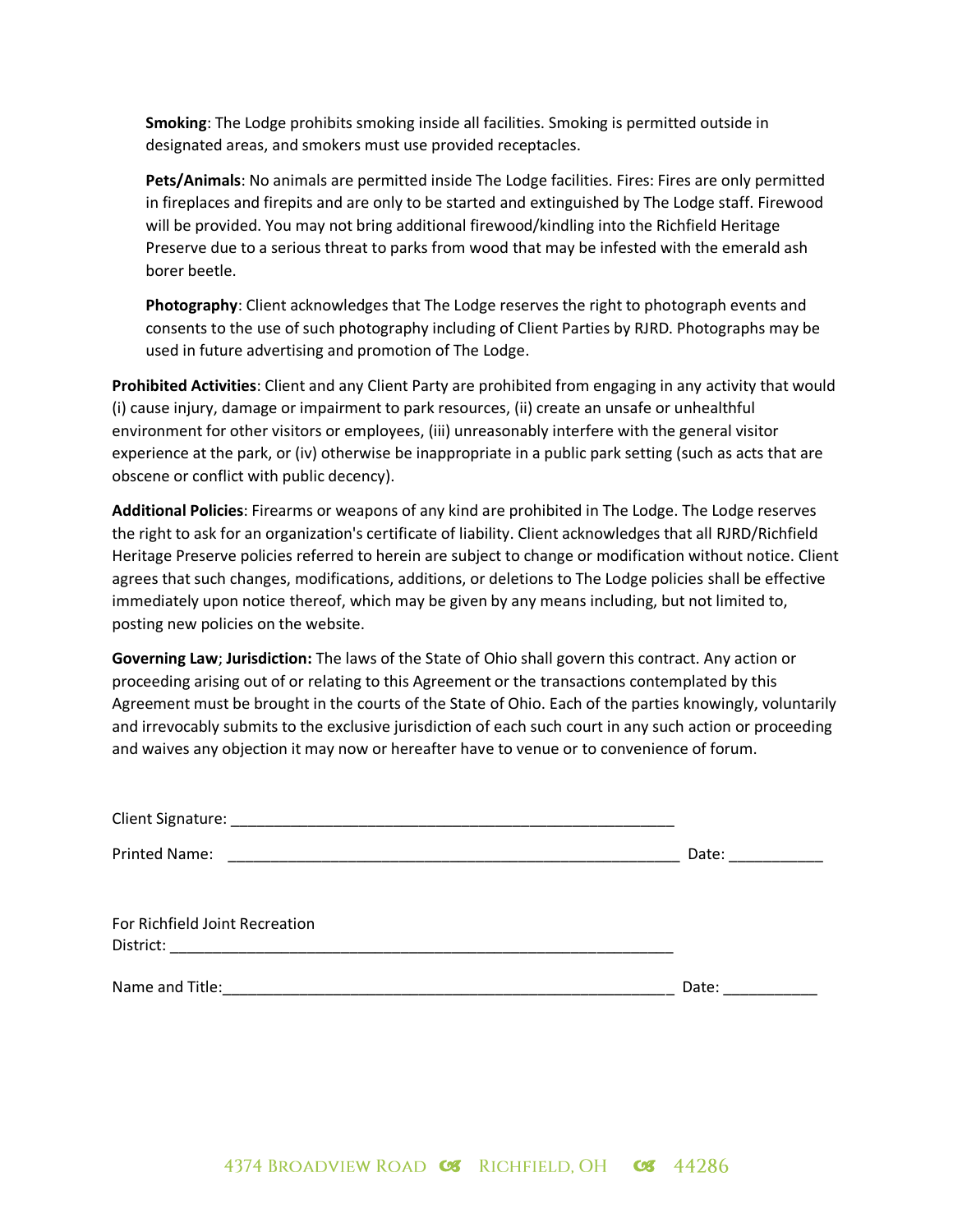**Smoking**: The Lodge prohibits smoking inside all facilities. Smoking is permitted outside in designated areas, and smokers must use provided receptacles.

**Pets/Animals**: No animals are permitted inside The Lodge facilities. Fires: Fires are only permitted in fireplaces and firepits and are only to be started and extinguished by The Lodge staff. Firewood will be provided. You may not bring additional firewood/kindling into the Richfield Heritage Preserve due to a serious threat to parks from wood that may be infested with the emerald ash borer beetle.

**Photography**: Client acknowledges that The Lodge reserves the right to photograph events and consents to the use of such photography including of Client Parties by RJRD. Photographs may be used in future advertising and promotion of The Lodge.

**Prohibited Activities**: Client and any Client Party are prohibited from engaging in any activity that would (i) cause injury, damage or impairment to park resources, (ii) create an unsafe or unhealthful environment for other visitors or employees, (iii) unreasonably interfere with the general visitor experience at the park, or (iv) otherwise be inappropriate in a public park setting (such as acts that are obscene or conflict with public decency).

**Additional Policies**: Firearms or weapons of any kind are prohibited in The Lodge. The Lodge reserves the right to ask for an organization's certificate of liability. Client acknowledges that all RJRD/Richfield Heritage Preserve policies referred to herein are subject to change or modification without notice. Client agrees that such changes, modifications, additions, or deletions to The Lodge policies shall be effective immediately upon notice thereof, which may be given by any means including, but not limited to, posting new policies on the website.

**Governing Law**; **Jurisdiction:** The laws of the State of Ohio shall govern this contract. Any action or proceeding arising out of or relating to this Agreement or the transactions contemplated by this Agreement must be brought in the courts of the State of Ohio. Each of the parties knowingly, voluntarily and irrevocably submits to the exclusive jurisdiction of each such court in any such action or proceeding and waives any objection it may now or hereafter have to venue or to convenience of forum.

Client Signature: ______________________________________________________

Printed Name: _______________________________________________________ Date: ___________

For Richfield Joint Recreation District: _____________________________________________________________

Name and Title:______________________________________________________ Date: ___________

4374 Broadview Road ☙ Richfield, OH ☙ 44286